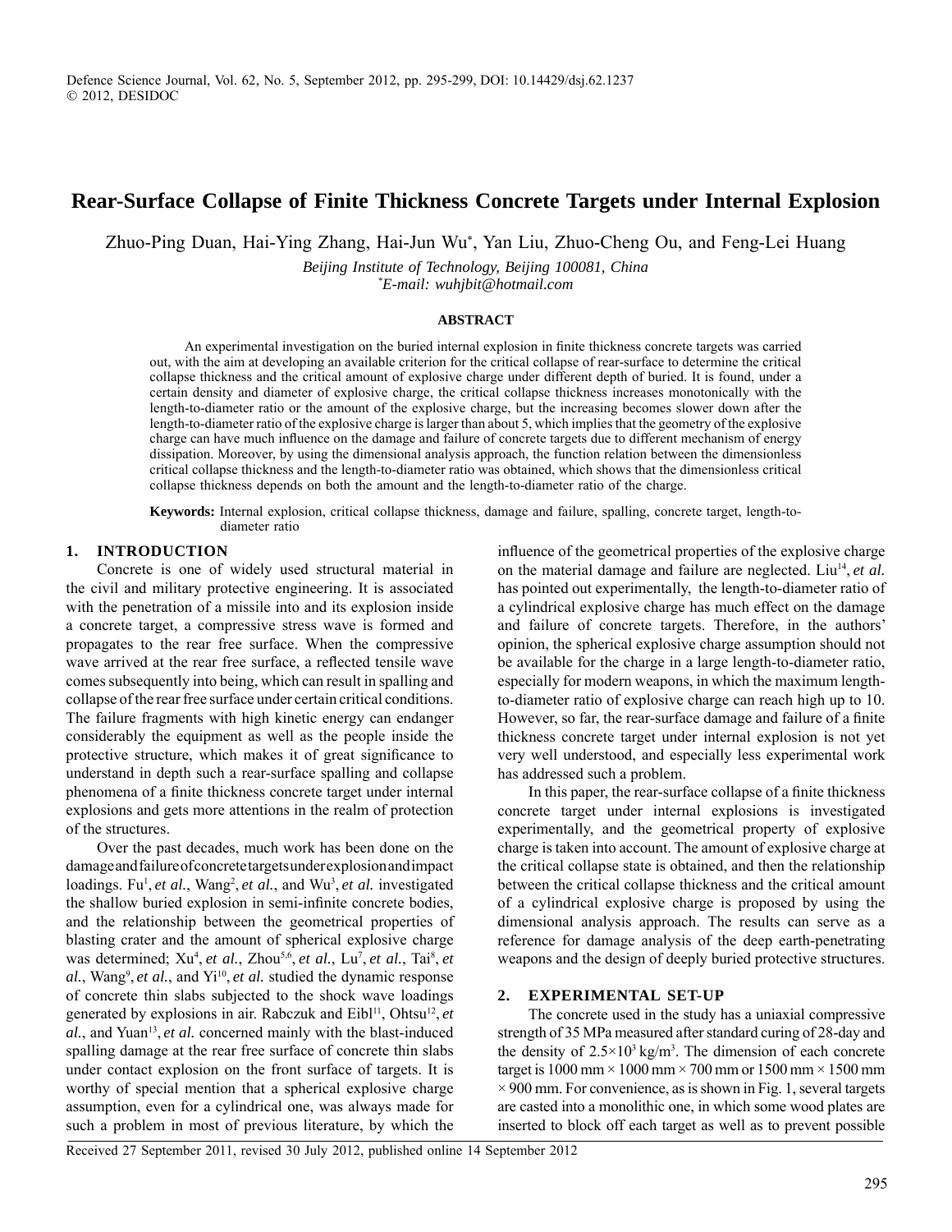# Rear-Surface Collapse of Finite Thickness Concrete Targets under Internal Explosion

Zhuo-Ping Duan, Hai-Ying Zhang, Hai-Jun Wu*, Yan Liu, Zhuo-Cheng Ou, and Feng-Lei Huang

*Beijing Institute of Technology, Beijing 100081, China*
**E-mail: wuhjbit@hotmail.com*

### ABSTRACT

An experimental investigation on the buried internal explosion in finite thickness concrete targets was carried out, with the aim at developing an available criterion for the critical collapse of rear-surface to determine the critical collapse thickness and the critical amount of explosive charge under different depth of buried. It is found, under a certain density and diameter of explosive charge, the critical collapse thickness increases monotonically with the length-to-diameter ratio or the amount of the explosive charge, but the increasing becomes slower down after the length-to-diameter ratio of the explosive charge is larger than about 5, which implies that the geometry of the explosive charge can have much influence on the damage and failure of concrete targets due to different mechanism of energy dissipation. Moreover, by using the dimensional analysis approach, the function relation between the dimensionless critical collapse thickness and the length-to-diameter ratio was obtained, which shows that the dimensionless critical collapse thickness depends on both the amount and the length-to-diameter ratio of the charge.

**Keywords:** Internal explosion, critical collapse thickness, damage and failure, spalling, concrete target, length-to-diameter ratio

## 1. INTRODUCTION

Concrete is one of widely used structural material in the civil and military protective engineering. It is associated with the penetration of a missile into and its explosion inside a concrete target, a compressive stress wave is formed and propagates to the rear free surface. When the compressive wave arrived at the rear free surface, a reflected tensile wave comes subsequently into being, which can result in spalling and collapse of the rear free surface under certain critical conditions. The failure fragments with high kinetic energy can endanger considerably the equipment as well as the people inside the protective structure, which makes it of great significance to understand in depth such a rear-surface spalling and collapse phenomena of a finite thickness concrete target under internal explosions and gets more attentions in the realm of protection of the structures.

Over the past decades, much work has been done on the damage and failure of concrete targets under explosion and impact loadings. Fu[1], *et al.*, Wang[2], *et al.*, and Wu[3], *et al.* investigated the shallow buried explosion in semi-infinite concrete bodies, and the relationship between the geometrical properties of blasting crater and the amount of spherical explosive charge was determined; Xu[4], *et al.*, Zhou[5,6], *et al.*, Lu[7], *et al.*, Tai[8], *et al.*, Wang[9], *et al.*, and Yi[10], *et al.* studied the dynamic response of concrete thin slabs subjected to the shock wave loadings generated by explosions in air. Rabczuk and Eibl[11], Ohtsu[12], *et al.*, and Yuan[13], *et al.* concerned mainly with the blast-induced spalling damage at the rear free surface of concrete thin slabs under contact explosion on the front surface of targets. It is worthy of special mention that a spherical explosive charge assumption, even for a cylindrical one, was always made for such a problem in most of previous literature, by which the influence of the geometrical properties of the explosive charge on the material damage and failure are neglected. Liu[14], *et al.* has pointed out experimentally, the length-to-diameter ratio of a cylindrical explosive charge has much effect on the damage and failure of concrete targets. Therefore, in the authors' opinion, the spherical explosive charge assumption should not be available for the charge in a large length-to-diameter ratio, especially for modern weapons, in which the maximum length-to-diameter ratio of explosive charge can reach high up to 10. However, so far, the rear-surface damage and failure of a finite thickness concrete target under internal explosion is not yet very well understood, and especially less experimental work has addressed such a problem.

In this paper, the rear-surface collapse of a finite thickness concrete target under internal explosions is investigated experimentally, and the geometrical property of explosive charge is taken into account. The amount of explosive charge at the critical collapse state is obtained, and then the relationship between the critical collapse thickness and the critical amount of a cylindrical explosive charge is proposed by using the dimensional analysis approach. The results can serve as a reference for damage analysis of the deep earth-penetrating weapons and the design of deeply buried protective structures.

## 2. EXPERIMENTAL SET-UP

The concrete used in the study has a uniaxial compressive strength of 35 MPa measured after standard curing of 28-day and the density of $2.5\times10^3$ kg/m$^3$. The dimension of each concrete target is 1000 mm × 1000 mm × 700 mm or 1500 mm × 1500 mm × 900 mm. For convenience, as is shown in Fig. 1, several targets are casted into a monolithic one, in which some wood plates are inserted to block off each target as well as to prevent possible

Received 27 September 2011, revised 30 July 2012, published online 14 September 2012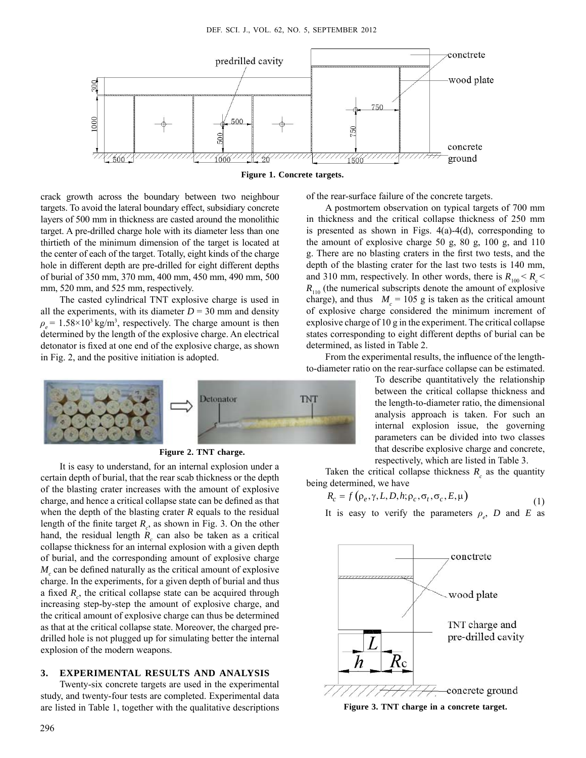Figure 1. Concrete targets.

crack growth across the boundary between two neighbour targets. To avoid the lateral boundary effect, subsidiary concrete layers of 500 mm in thickness are casted around the monolithic target. A pre-drilled charge hole with its diameter less than one thirtieth of the minimum dimension of the target is located at the center of each of the target. Totally, eight kinds of the charge hole in different depth are pre-drilled for eight different depths of burial of 350 mm, 370 mm, 400 mm, 450 mm, 490 mm, 500 mm, 520 mm, and 525 mm, respectively.

The casted cylindrical TNT explosive charge is used in all the experiments, with its diameter $D$ = 30 mm and density $\rho_e$ = 1.58×10$^3$ kg/m$^3$, respectively. The charge amount is then determined by the length of the explosive charge. An electrical detonator is fixed at one end of the explosive charge, as shown in Fig. 2, and the positive initiation is adopted.

Figure 2. TNT charge.

It is easy to understand, for an internal explosion under a certain depth of burial, that the rear scab thickness or the depth of the blasting crater increases with the amount of explosive charge, and hence a critical collapse state can be defined as that when the depth of the blasting crater $R$ equals to the residual length of the finite target $R_c$, as shown in Fig. 3. On the other hand, the residual length $R_c$ can also be taken as a critical collapse thickness for an internal explosion with a given depth of burial, and the corresponding amount of explosive charge $M_c$ can be defined naturally as the critical amount of explosive charge. In the experiments, for a given depth of burial and thus a fixed $R_c$, the critical collapse state can be acquired through increasing step-by-step the amount of explosive charge, and the critical amount of explosive charge can thus be determined as that at the critical collapse state. Moreover, the charged pre-drilled hole is not plugged up for simulating better the internal explosion of the modern weapons.

## 3. EXPERIMENTAL RESULTS AND ANALYSIS

Twenty-six concrete targets are used in the experimental study, and twenty-four tests are completed. Experimental data are listed in Table 1, together with the qualitative descriptions of the rear-surface failure of the concrete targets.

A postmortem observation on typical targets of 700 mm in thickness and the critical collapse thickness of 250 mm is presented as shown in Figs. 4(a)-4(d), corresponding to the amount of explosive charge 50 g, 80 g, 100 g, and 110 g. There are no blasting craters in the first two tests, and the depth of the blasting crater for the last two tests is 140 mm, and 310 mm, respectively. In other words, there is $R_{100} < R_c < R_{110}$ (the numerical subscripts denote the amount of explosive charge), and thus $M_c$ = 105 g is taken as the critical amount of explosive charge considered the minimum increment of explosive charge of 10 g in the experiment. The critical collapse states corresponding to eight different depths of burial can be determined, as listed in Table 2.

From the experimental results, the influence of the length-to-diameter ratio on the rear-surface collapse can be estimated. To describe quantitatively the relationship between the critical collapse thickness and the length-to-diameter ratio, the dimensional analysis approach is taken. For such an internal explosion issue, the governing parameters can be divided into two classes that describe explosive charge and concrete, respectively, which are listed in Table 3.

Taken the critical collapse thickness $R_c$ as the quantity being determined, we have

$$R_c = f\left(\rho_e, \gamma, L, D, h; \rho_c, \sigma_t, \sigma_c, E, \mu\right) \tag{1}$$

It is easy to verify the parameters $\rho_e$, $D$ and $E$ as

Figure 3. TNT charge in a concrete target.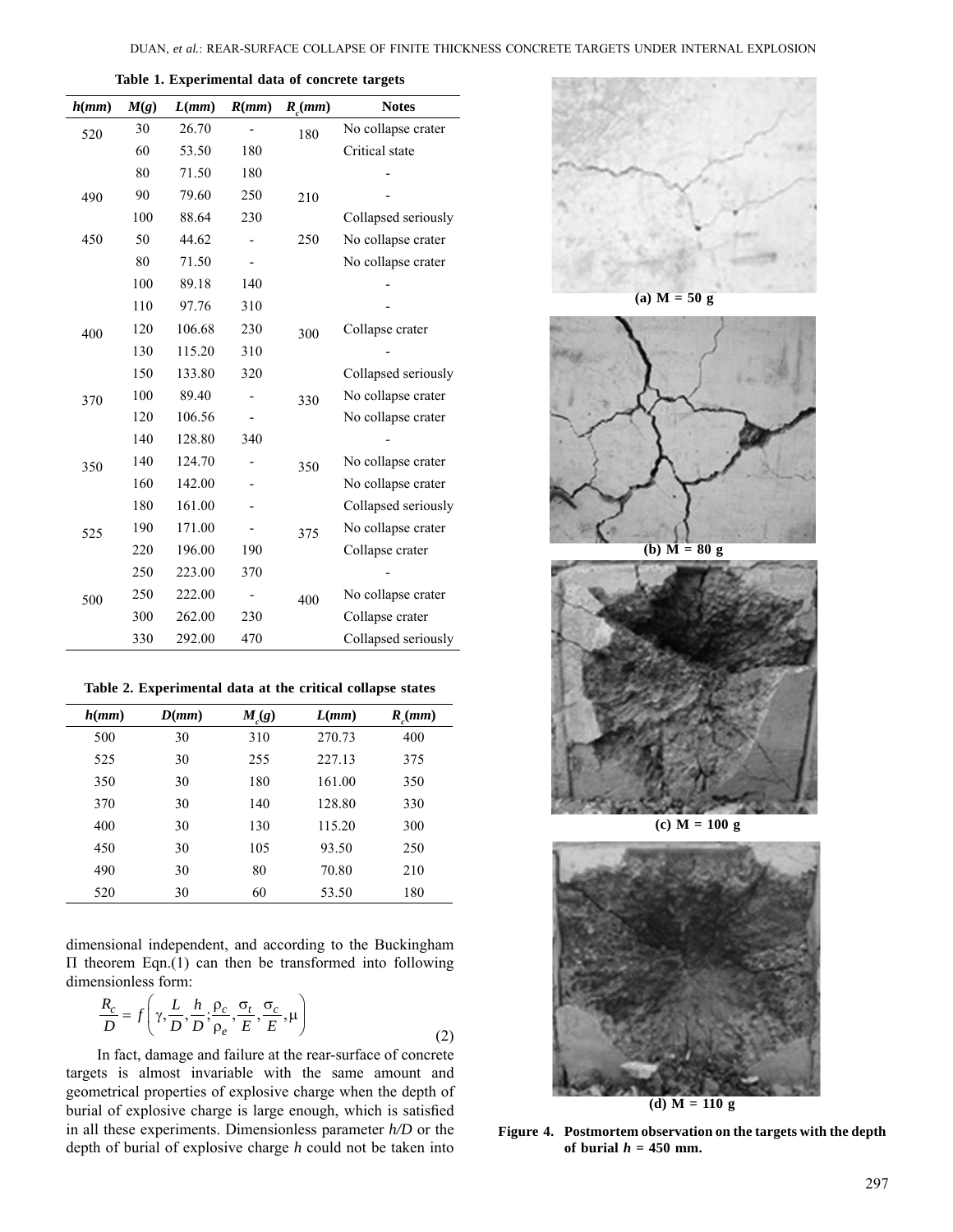**Table 1. Experimental data of concrete targets**

| $h(mm)$ | $M(g)$ | $L(mm)$ | $R(mm)$ | $R_c(mm)$ | Notes |
|---|---|---|---|---|---|
| 520 | 30 | 26.70 | - | 180 | No collapse crater |
| | 60 | 53.50 | 180 | | Critical state |
| 490 | 80 | 71.50 | 180 | 210 | - |
| | 90 | 79.60 | 250 | | - |
| | 100 | 88.64 | 230 | | Collapsed seriously |
| 450 | 50 | 44.62 | - | 250 | No collapse crater |
| | 80 | 71.50 | - | | No collapse crater |
| | 100 | 89.18 | 140 | | - |
| 400 | 110 | 97.76 | 310 | 300 | - |
| | 120 | 106.68 | 230 | | Collapse crater |
| | 130 | 115.20 | 310 | | - |
| | 150 | 133.80 | 320 | | Collapsed seriously |
| 370 | 100 | 89.40 | - | 330 | No collapse crater |
| | 120 | 106.56 | - | | No collapse crater |
| | 140 | 128.80 | 340 | | - |
| 350 | 140 | 124.70 | - | 350 | No collapse crater |
| | 160 | 142.00 | - | | No collapse crater |
| | 180 | 161.00 | - | | Collapsed seriously |
| 525 | 190 | 171.00 | - | 375 | No collapse crater |
| | 220 | 196.00 | 190 | | Collapse crater |
| | 250 | 223.00 | 370 | | - |
| 500 | 250 | 222.00 | - | 400 | No collapse crater |
| | 300 | 262.00 | 230 | | Collapse crater |
| | 330 | 292.00 | 470 | | Collapsed seriously |

**Table 2. Experimental data at the critical collapse states**

| $h(mm)$ | $D(mm)$ | $M_c(g)$ | $L(mm)$ | $R_c(mm)$ |
|---|---|---|---|---|
| 500 | 30 | 310 | 270.73 | 400 |
| 525 | 30 | 255 | 227.13 | 375 |
| 350 | 30 | 180 | 161.00 | 350 |
| 370 | 30 | 140 | 128.80 | 330 |
| 400 | 30 | 130 | 115.20 | 300 |
| 450 | 30 | 105 | 93.50 | 250 |
| 490 | 30 | 80 | 70.80 | 210 |
| 520 | 30 | 60 | 53.50 | 180 |

dimensional independent, and according to the Buckingham Π theorem Eqn.(1) can then be transformed into following dimensionless form:

$$\frac{R_c}{D} = f\left(\gamma, \frac{L}{D}, \frac{h}{D}; \frac{\rho_c}{\rho_e}, \frac{\sigma_t}{E}, \frac{\sigma_c}{E}, \mu\right) \tag{2}$$

In fact, damage and failure at the rear-surface of concrete targets is almost invariable with the same amount and geometrical properties of explosive charge when the depth of burial of explosive charge is large enough, which is satisfied in all these experiments. Dimensionless parameter $h/D$ or the depth of burial of explosive charge $h$ could not be taken into

(a) M = 50 g

(b) M = 80 g

(c) M = 100 g

(d) M = 110 g

**Figure 4. Postmortem observation on the targets with the depth of burial $h$ = 450 mm.**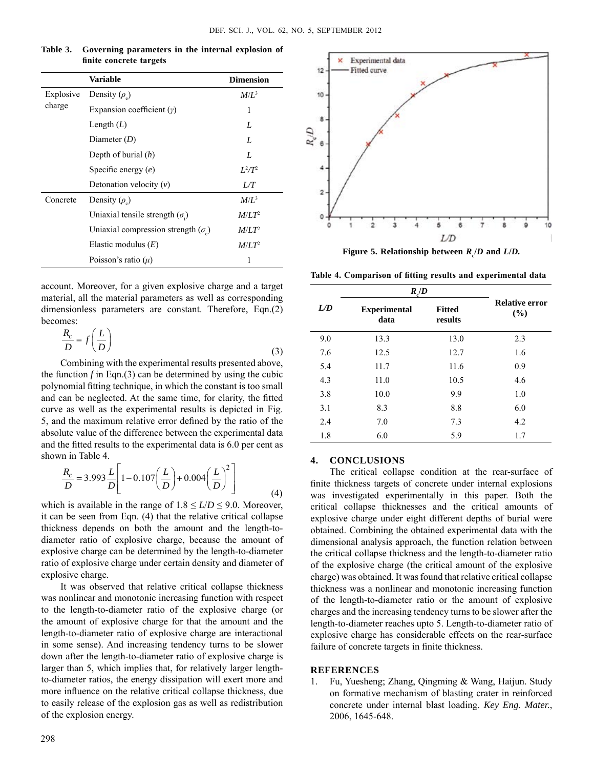**Table 3. Governing parameters in the internal explosion of finite concrete targets**

| | Variable | Dimension |
|---|---|---|
| Explosive charge | Density ($\rho_e$) | $M/L^3$ |
| | Expansion coefficient ($\gamma$) | 1 |
| | Length ($L$) | $L$ |
| | Diameter ($D$) | $L$ |
| | Depth of burial ($h$) | $L$ |
| | Specific energy ($e$) | $L^2/T^2$ |
| | Detonation velocity ($v$) | $L/T$ |
| Concrete | Density ($\rho_c$) | $M/L^3$ |
| | Uniaxial tensile strength ($\sigma_t$) | $M/LT^2$ |
| | Uniaxial compression strength ($\sigma_c$) | $M/LT^2$ |
| | Elastic modulus ($E$) | $M/LT^2$ |
| | Poisson's ratio ($\mu$) | 1 |

account. Moreover, for a given explosive charge and a target material, all the material parameters as well as corresponding dimensionless parameters are constant. Therefore, Eqn.(2) becomes:

$$\frac{R_c}{D} = f\left(\frac{L}{D}\right) \tag{3}$$

Combining with the experimental results presented above, the function $f$ in Eqn.(3) can be determined by using the cubic polynomial fitting technique, in which the constant is too small and can be neglected. At the same time, for clarity, the fitted curve as well as the experimental results is depicted in Fig. 5, and the maximum relative error defined by the ratio of the absolute value of the difference between the experimental data and the fitted results to the experimental data is 6.0 per cent as shown in Table 4.

$$\frac{R_c}{D} = 3.993\frac{L}{D}\left[1 - 0.107\left(\frac{L}{D}\right) + 0.004\left(\frac{L}{D}\right)^2\right] \tag{4}$$

which is available in the range of $1.8 \le L/D \le 9.0$. Moreover, it can be seen from Eqn. (4) that the relative critical collapse thickness depends on both the amount and the length-to-diameter ratio of explosive charge, because the amount of explosive charge can be determined by the length-to-diameter ratio of explosive charge under certain density and diameter of explosive charge.

It was observed that relative critical collapse thickness was nonlinear and monotonic increasing function with respect to the length-to-diameter ratio of the explosive charge (or the amount of explosive charge for that the amount and the length-to-diameter ratio of explosive charge are interactional in some sense). And increasing tendency turns to be slower down after the length-to-diameter ratio of explosive charge is larger than 5, which implies that, for relatively larger length-to-diameter ratios, the energy dissipation will exert more and more influence on the relative critical collapse thickness, due to easily release of the explosion gas as well as redistribution of the explosion energy.

**Figure 5. Relationship between $R_c/D$ and $L/D$.**

**Table 4. Comparison of fitting results and experimental data**

| $L/D$ | $R_c/D$ | | Relative error (%) |
|---|---|---|---|
| | Experimental data | Fitted results | |
| 9.0 | 13.3 | 13.0 | 2.3 |
| 7.6 | 12.5 | 12.7 | 1.6 |
| 5.4 | 11.7 | 11.6 | 0.9 |
| 4.3 | 11.0 | 10.5 | 4.6 |
| 3.8 | 10.0 | 9.9 | 1.0 |
| 3.1 | 8.3 | 8.8 | 6.0 |
| 2.4 | 7.0 | 7.3 | 4.2 |
| 1.8 | 6.0 | 5.9 | 1.7 |

## 4. CONCLUSIONS

The critical collapse condition at the rear-surface of finite thickness targets of concrete under internal explosions was investigated experimentally in this paper. Both the critical collapse thicknesses and the critical amounts of explosive charge under eight different depths of burial were obtained. Combining the obtained experimental data with the dimensional analysis approach, the function relation between the critical collapse thickness and the length-to-diameter ratio of the explosive charge (the critical amount of the explosive charge) was obtained. It was found that relative critical collapse thickness was a nonlinear and monotonic increasing function of the length-to-diameter ratio or the amount of explosive charges and the increasing tendency turns to be slower after the length-to-diameter reaches upto 5. Length-to-diameter ratio of explosive charge has considerable effects on the rear-surface failure of concrete targets in finite thickness.

## REFERENCES

1. Fu, Yuesheng; Zhang, Qingming & Wang, Haijun. Study on formative mechanism of blasting crater in reinforced concrete under internal blast loading. *Key Eng. Mater.*, 2006, 1645-648.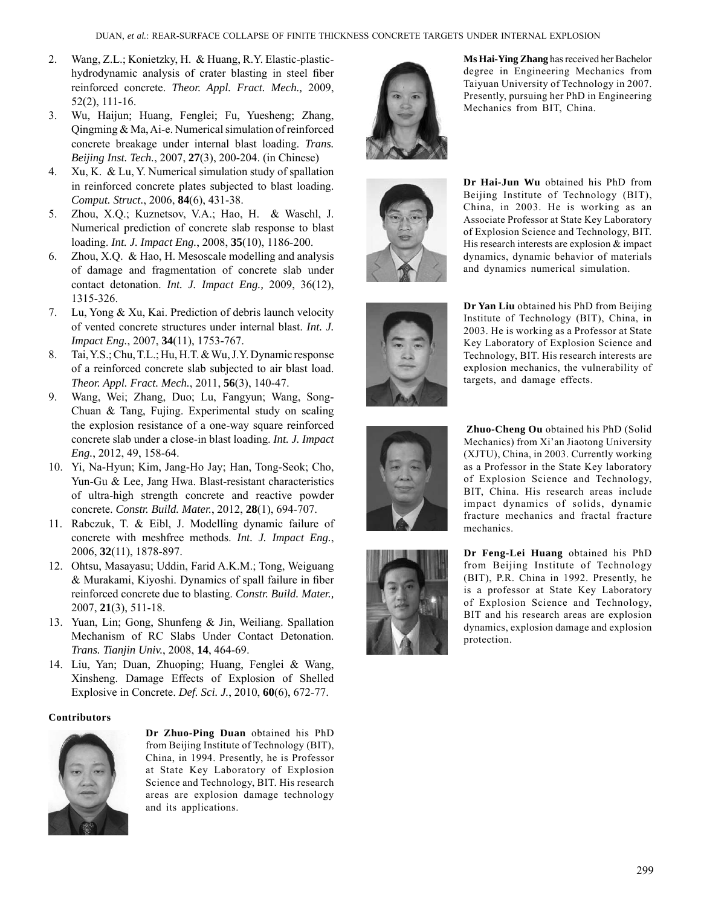2. Wang, Z.L.; Konietzky, H. & Huang, R.Y. Elastic-plastic-hydrodynamic analysis of crater blasting in steel fiber reinforced concrete. *Theor. Appl. Fract. Mech.,* 2009, 52(2), 111-16.
3. Wu, Haijun; Huang, Fenglei; Fu, Yuesheng; Zhang, Qingming & Ma, Ai-e. Numerical simulation of reinforced concrete breakage under internal blast loading. *Trans. Beijing Inst. Tech.*, 2007, **27**(3), 200-204. (in Chinese)
4. Xu, K. & Lu, Y. Numerical simulation study of spallation in reinforced concrete plates subjected to blast loading. *Comput. Struct.*, 2006, **84**(6), 431-38.
5. Zhou, X.Q.; Kuznetsov, V.A.; Hao, H. & Waschl, J. Numerical prediction of concrete slab response to blast loading. *Int. J. Impact Eng.*, 2008, **35**(10), 1186-200.
6. Zhou, X.Q. & Hao, H. Mesoscale modelling and analysis of damage and fragmentation of concrete slab under contact detonation. *Int. J. Impact Eng.,* 2009, 36(12), 1315-326.
7. Lu, Yong & Xu, Kai. Prediction of debris launch velocity of vented concrete structures under internal blast. *Int. J. Impact Eng.*, 2007, **34**(11), 1753-767.
8. Tai, Y.S.; Chu, T.L.; Hu, H.T. & Wu, J.Y. Dynamic response of a reinforced concrete slab subjected to air blast load. *Theor. Appl. Fract. Mech.*, 2011, **56**(3), 140-47.
9. Wang, Wei; Zhang, Duo; Lu, Fangyun; Wang, Song-Chuan & Tang, Fujing. Experimental study on scaling the explosion resistance of a one-way square reinforced concrete slab under a close-in blast loading. *Int. J. Impact Eng.*, 2012, 49, 158-64.
10. Yi, Na-Hyun; Kim, Jang-Ho Jay; Han, Tong-Seok; Cho, Yun-Gu & Lee, Jang Hwa. Blast-resistant characteristics of ultra-high strength concrete and reactive powder concrete. *Constr. Build. Mater.*, 2012, **28**(1), 694-707.
11. Rabczuk, T. & Eibl, J. Modelling dynamic failure of concrete with meshfree methods. *Int. J. Impact Eng.*, 2006, **32**(11), 1878-897.
12. Ohtsu, Masayasu; Uddin, Farid A.K.M.; Tong, Weiguang & Murakami, Kiyoshi. Dynamics of spall failure in fiber reinforced concrete due to blasting. *Constr. Build. Mater.,* 2007, **21**(3), 511-18.
13. Yuan, Lin; Gong, Shunfeng & Jin, Weiliang. Spallation Mechanism of RC Slabs Under Contact Detonation. *Trans. Tianjin Univ.*, 2008, **14**, 464-69.
14. Liu, Yan; Duan, Zhuoping; Huang, Fenglei & Wang, Xinsheng. Damage Effects of Explosion of Shelled Explosive in Concrete. *Def. Sci. J.*, 2010, **60**(6), 672-77.

**Contributors**

**Dr Zhuo-Ping Duan** obtained his PhD from Beijing Institute of Technology (BIT), China, in 1994. Presently, he is Professor at State Key Laboratory of Explosion Science and Technology, BIT. His research areas are explosion damage technology and its applications.

**Ms Hai-Ying Zhang** has received her Bachelor degree in Engineering Mechanics from Taiyuan University of Technology in 2007. Presently, pursuing her PhD in Engineering Mechanics from BIT, China.

**Dr Hai-Jun Wu** obtained his PhD from Beijing Institute of Technology (BIT), China, in 2003. He is working as an Associate Professor at State Key Laboratory of Explosion Science and Technology, BIT. His research interests are explosion & impact dynamics, dynamic behavior of materials and dynamics numerical simulation.

**Dr Yan Liu** obtained his PhD from Beijing Institute of Technology (BIT), China, in 2003. He is working as a Professor at State Key Laboratory of Explosion Science and Technology, BIT. His research interests are explosion mechanics, the vulnerability of targets, and damage effects.

**Zhuo-Cheng Ou** obtained his PhD (Solid Mechanics) from Xi'an Jiaotong University (XJTU), China, in 2003. Currently working as a Professor in the State Key laboratory of Explosion Science and Technology, BIT, China. His research areas include impact dynamics of solids, dynamic fracture mechanics and fractal fracture mechanics.

**Dr Feng-Lei Huang** obtained his PhD from Beijing Institute of Technology (BIT), P.R. China in 1992. Presently, he is a professor at State Key Laboratory of Explosion Science and Technology, BIT and his research areas are explosion dynamics, explosion damage and explosion protection.